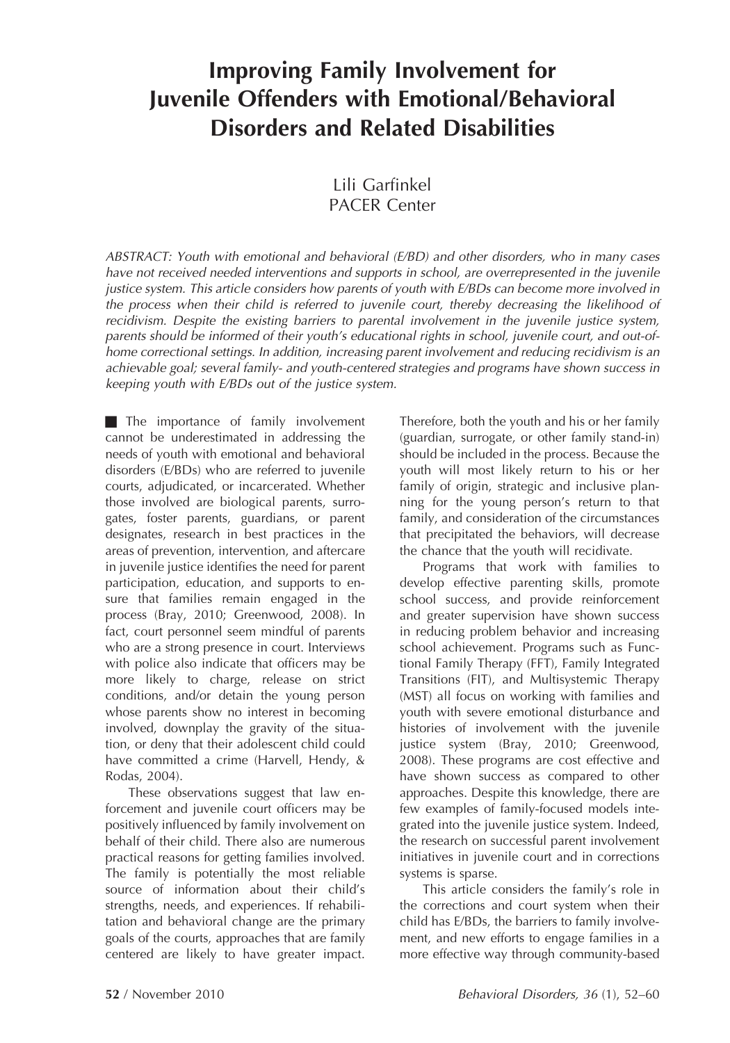# Improving Family Involvement for Juvenile Offenders with Emotional/Behavioral Disorders and Related Disabilities

Lili Garfinkel
PACER Center

*ABSTRACT: Youth with emotional and behavioral (E/BD) and other disorders, who in many cases have not received needed interventions and supports in school, are overrepresented in the juvenile justice system. This article considers how parents of youth with E/BDs can become more involved in the process when their child is referred to juvenile court, thereby decreasing the likelihood of recidivism. Despite the existing barriers to parental involvement in the juvenile justice system, parents should be informed of their youth's educational rights in school, juvenile court, and out-of-home correctional settings. In addition, increasing parent involvement and reducing recidivism is an achievable goal; several family- and youth-centered strategies and programs have shown success in keeping youth with E/BDs out of the justice system.*

The importance of family involvement cannot be underestimated in addressing the needs of youth with emotional and behavioral disorders (E/BDs) who are referred to juvenile courts, adjudicated, or incarcerated. Whether those involved are biological parents, surrogates, foster parents, guardians, or parent designates, research in best practices in the areas of prevention, intervention, and aftercare in juvenile justice identifies the need for parent participation, education, and supports to ensure that families remain engaged in the process (Bray, 2010; Greenwood, 2008). In fact, court personnel seem mindful of parents who are a strong presence in court. Interviews with police also indicate that officers may be more likely to charge, release on strict conditions, and/or detain the young person whose parents show no interest in becoming involved, downplay the gravity of the situation, or deny that their adolescent child could have committed a crime (Harvell, Hendy, & Rodas, 2004).

These observations suggest that law enforcement and juvenile court officers may be positively influenced by family involvement on behalf of their child. There also are numerous practical reasons for getting families involved. The family is potentially the most reliable source of information about their child's strengths, needs, and experiences. If rehabilitation and behavioral change are the primary goals of the courts, approaches that are family centered are likely to have greater impact. Therefore, both the youth and his or her family (guardian, surrogate, or other family stand-in) should be included in the process. Because the youth will most likely return to his or her family of origin, strategic and inclusive planning for the young person's return to that family, and consideration of the circumstances that precipitated the behaviors, will decrease the chance that the youth will recidivate.

Programs that work with families to develop effective parenting skills, promote school success, and provide reinforcement and greater supervision have shown success in reducing problem behavior and increasing school achievement. Programs such as Functional Family Therapy (FFT), Family Integrated Transitions (FIT), and Multisystemic Therapy (MST) all focus on working with families and youth with severe emotional disturbance and histories of involvement with the juvenile justice system (Bray, 2010; Greenwood, 2008). These programs are cost effective and have shown success as compared to other approaches. Despite this knowledge, there are few examples of family-focused models integrated into the juvenile justice system. Indeed, the research on successful parent involvement initiatives in juvenile court and in corrections systems is sparse.

This article considers the family's role in the corrections and court system when their child has E/BDs, the barriers to family involvement, and new efforts to engage families in a more effective way through community-based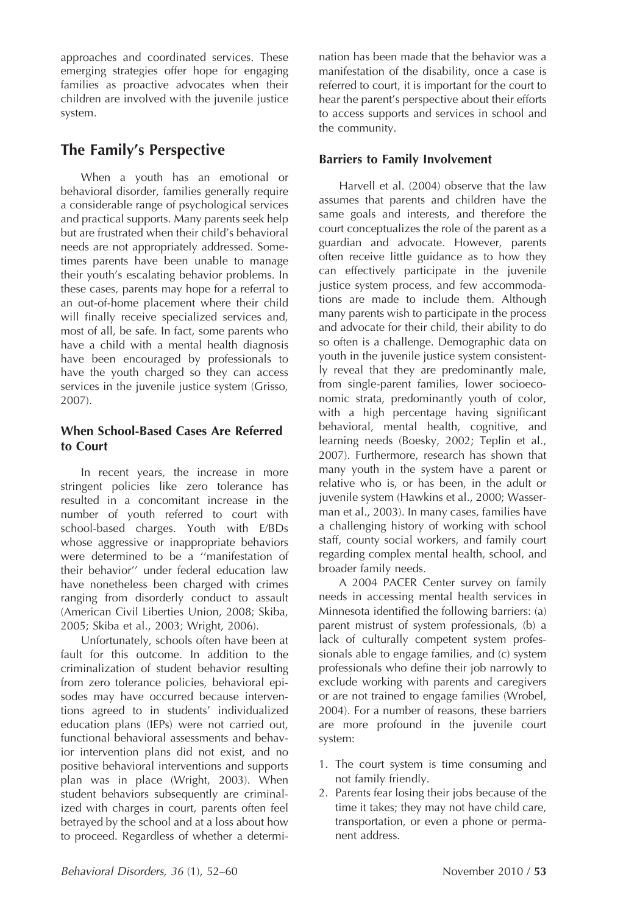approaches and coordinated services. These emerging strategies offer hope for engaging families as proactive advocates when their children are involved with the juvenile justice system.

## The Family's Perspective

When a youth has an emotional or behavioral disorder, families generally require a considerable range of psychological services and practical supports. Many parents seek help but are frustrated when their child's behavioral needs are not appropriately addressed. Sometimes parents have been unable to manage their youth's escalating behavior problems. In these cases, parents may hope for a referral to an out-of-home placement where their child will finally receive specialized services and, most of all, be safe. In fact, some parents who have a child with a mental health diagnosis have been encouraged by professionals to have the youth charged so they can access services in the juvenile justice system (Grisso, 2007).

### When School-Based Cases Are Referred to Court

In recent years, the increase in more stringent policies like zero tolerance has resulted in a concomitant increase in the number of youth referred to court with school-based charges. Youth with E/BDs whose aggressive or inappropriate behaviors were determined to be a ''manifestation of their behavior'' under federal education law have nonetheless been charged with crimes ranging from disorderly conduct to assault (American Civil Liberties Union, 2008; Skiba, 2005; Skiba et al., 2003; Wright, 2006).

Unfortunately, schools often have been at fault for this outcome. In addition to the criminalization of student behavior resulting from zero tolerance policies, behavioral episodes may have occurred because interventions agreed to in students' individualized education plans (IEPs) were not carried out, functional behavioral assessments and behavior intervention plans did not exist, and no positive behavioral interventions and supports plan was in place (Wright, 2003). When student behaviors subsequently are criminalized with charges in court, parents often feel betrayed by the school and at a loss about how to proceed. Regardless of whether a determination has been made that the behavior was a manifestation of the disability, once a case is referred to court, it is important for the court to hear the parent's perspective about their efforts to access supports and services in school and the community.

### Barriers to Family Involvement

Harvell et al. (2004) observe that the law assumes that parents and children have the same goals and interests, and therefore the court conceptualizes the role of the parent as a guardian and advocate. However, parents often receive little guidance as to how they can effectively participate in the juvenile justice system process, and few accommodations are made to include them. Although many parents wish to participate in the process and advocate for their child, their ability to do so often is a challenge. Demographic data on youth in the juvenile justice system consistently reveal that they are predominantly male, from single-parent families, lower socioeconomic strata, predominantly youth of color, with a high percentage having significant behavioral, mental health, cognitive, and learning needs (Boesky, 2002; Teplin et al., 2007). Furthermore, research has shown that many youth in the system have a parent or relative who is, or has been, in the adult or juvenile system (Hawkins et al., 2000; Wasserman et al., 2003). In many cases, families have a challenging history of working with school staff, county social workers, and family court regarding complex mental health, school, and broader family needs.

A 2004 PACER Center survey on family needs in accessing mental health services in Minnesota identified the following barriers: (a) parent mistrust of system professionals, (b) a lack of culturally competent system professionals able to engage families, and (c) system professionals who define their job narrowly to exclude working with parents and caregivers or are not trained to engage families (Wrobel, 2004). For a number of reasons, these barriers are more profound in the juvenile court system:

1. The court system is time consuming and not family friendly.
2. Parents fear losing their jobs because of the time it takes; they may not have child care, transportation, or even a phone or permanent address.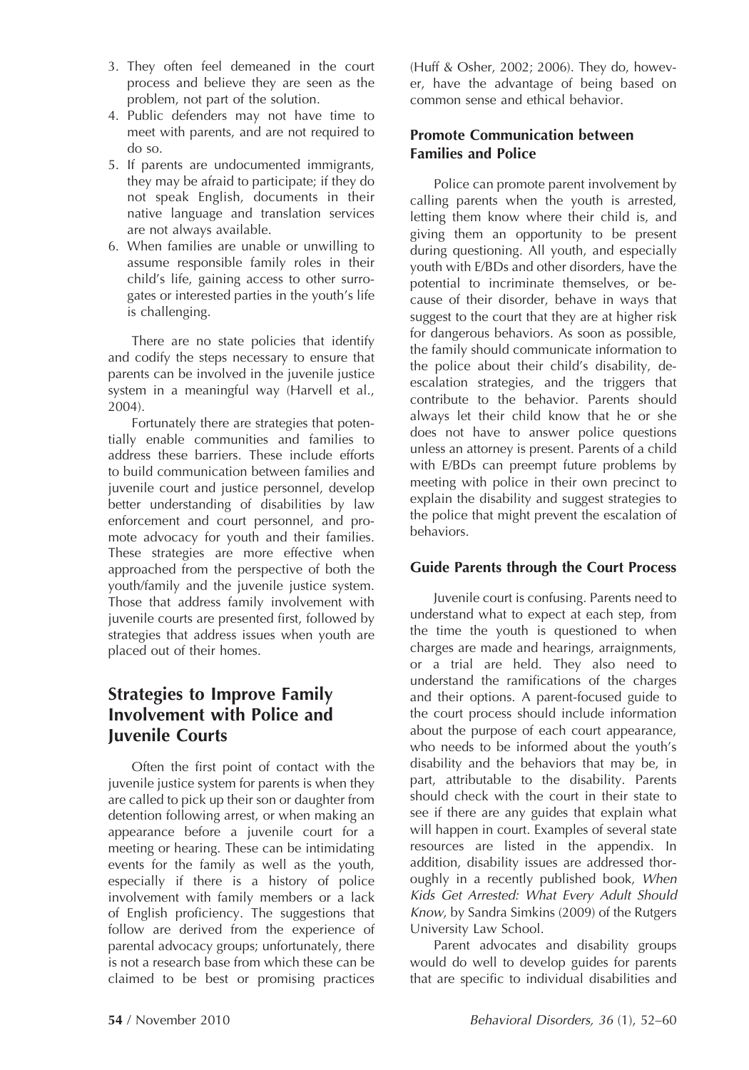3. They often feel demeaned in the court process and believe they are seen as the problem, not part of the solution.
4. Public defenders may not have time to meet with parents, and are not required to do so.
5. If parents are undocumented immigrants, they may be afraid to participate; if they do not speak English, documents in their native language and translation services are not always available.
6. When families are unable or unwilling to assume responsible family roles in their child's life, gaining access to other surrogates or interested parties in the youth's life is challenging.

There are no state policies that identify and codify the steps necessary to ensure that parents can be involved in the juvenile justice system in a meaningful way (Harvell et al., 2004).

Fortunately there are strategies that potentially enable communities and families to address these barriers. These include efforts to build communication between families and juvenile court and justice personnel, develop better understanding of disabilities by law enforcement and court personnel, and promote advocacy for youth and their families. These strategies are more effective when approached from the perspective of both the youth/family and the juvenile justice system. Those that address family involvement with juvenile courts are presented first, followed by strategies that address issues when youth are placed out of their homes.

## Strategies to Improve Family Involvement with Police and Juvenile Courts

Often the first point of contact with the juvenile justice system for parents is when they are called to pick up their son or daughter from detention following arrest, or when making an appearance before a juvenile court for a meeting or hearing. These can be intimidating events for the family as well as the youth, especially if there is a history of police involvement with family members or a lack of English proficiency. The suggestions that follow are derived from the experience of parental advocacy groups; unfortunately, there is not a research base from which these can be claimed to be best or promising practices (Huff & Osher, 2002; 2006). They do, however, have the advantage of being based on common sense and ethical behavior.

### Promote Communication between Families and Police

Police can promote parent involvement by calling parents when the youth is arrested, letting them know where their child is, and giving them an opportunity to be present during questioning. All youth, and especially youth with E/BDs and other disorders, have the potential to incriminate themselves, or because of their disorder, behave in ways that suggest to the court that they are at higher risk for dangerous behaviors. As soon as possible, the family should communicate information to the police about their child's disability, de-escalation strategies, and the triggers that contribute to the behavior. Parents should always let their child know that he or she does not have to answer police questions unless an attorney is present. Parents of a child with E/BDs can preempt future problems by meeting with police in their own precinct to explain the disability and suggest strategies to the police that might prevent the escalation of behaviors.

### Guide Parents through the Court Process

Juvenile court is confusing. Parents need to understand what to expect at each step, from the time the youth is questioned to when charges are made and hearings, arraignments, or a trial are held. They also need to understand the ramifications of the charges and their options. A parent-focused guide to the court process should include information about the purpose of each court appearance, who needs to be informed about the youth's disability and the behaviors that may be, in part, attributable to the disability. Parents should check with the court in their state to see if there are any guides that explain what will happen in court. Examples of several state resources are listed in the appendix. In addition, disability issues are addressed thoroughly in a recently published book, *When Kids Get Arrested: What Every Adult Should Know*, by Sandra Simkins (2009) of the Rutgers University Law School.

Parent advocates and disability groups would do well to develop guides for parents that are specific to individual disabilities and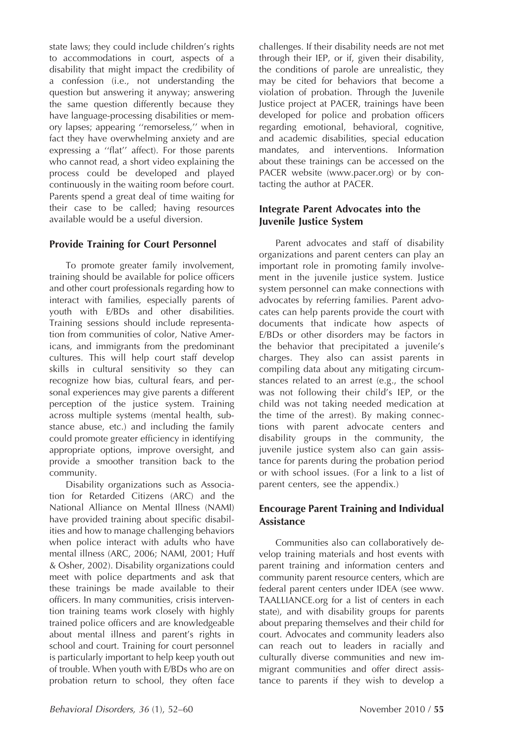state laws; they could include children's rights to accommodations in court, aspects of a disability that might impact the credibility of a confession (i.e., not understanding the question but answering it anyway; answering the same question differently because they have language-processing disabilities or memory lapses; appearing ''remorseless,'' when in fact they have overwhelming anxiety and are expressing a ''flat'' affect). For those parents who cannot read, a short video explaining the process could be developed and played continuously in the waiting room before court. Parents spend a great deal of time waiting for their case to be called; having resources available would be a useful diversion.

## Provide Training for Court Personnel

To promote greater family involvement, training should be available for police officers and other court professionals regarding how to interact with families, especially parents of youth with E/BDs and other disabilities. Training sessions should include representation from communities of color, Native Americans, and immigrants from the predominant cultures. This will help court staff develop skills in cultural sensitivity so they can recognize how bias, cultural fears, and personal experiences may give parents a different perception of the justice system. Training across multiple systems (mental health, substance abuse, etc.) and including the family could promote greater efficiency in identifying appropriate options, improve oversight, and provide a smoother transition back to the community.

Disability organizations such as Association for Retarded Citizens (ARC) and the National Alliance on Mental Illness (NAMI) have provided training about specific disabilities and how to manage challenging behaviors when police interact with adults who have mental illness (ARC, 2006; NAMI, 2001; Huff & Osher, 2002). Disability organizations could meet with police departments and ask that these trainings be made available to their officers. In many communities, crisis intervention training teams work closely with highly trained police officers and are knowledgeable about mental illness and parent's rights in school and court. Training for court personnel is particularly important to help keep youth out of trouble. When youth with E/BDs who are on probation return to school, they often face challenges. If their disability needs are not met through their IEP, or if, given their disability, the conditions of parole are unrealistic, they may be cited for behaviors that become a violation of probation. Through the Juvenile Justice project at PACER, trainings have been developed for police and probation officers regarding emotional, behavioral, cognitive, and academic disabilities, special education mandates, and interventions. Information about these trainings can be accessed on the PACER website (www.pacer.org) or by contacting the author at PACER.

## Integrate Parent Advocates into the Juvenile Justice System

Parent advocates and staff of disability organizations and parent centers can play an important role in promoting family involvement in the juvenile justice system. Justice system personnel can make connections with advocates by referring families. Parent advocates can help parents provide the court with documents that indicate how aspects of E/BDs or other disorders may be factors in the behavior that precipitated a juvenile's charges. They also can assist parents in compiling data about any mitigating circumstances related to an arrest (e.g., the school was not following their child's IEP, or the child was not taking needed medication at the time of the arrest). By making connections with parent advocate centers and disability groups in the community, the juvenile justice system also can gain assistance for parents during the probation period or with school issues. (For a link to a list of parent centers, see the appendix.)

## Encourage Parent Training and Individual Assistance

Communities also can collaboratively develop training materials and host events with parent training and information centers and community parent resource centers, which are federal parent centers under IDEA (see www.TAALLIANCE.org for a list of centers in each state), and with disability groups for parents about preparing themselves and their child for court. Advocates and community leaders also can reach out to leaders in racially and culturally diverse communities and new immigrant communities and offer direct assistance to parents if they wish to develop a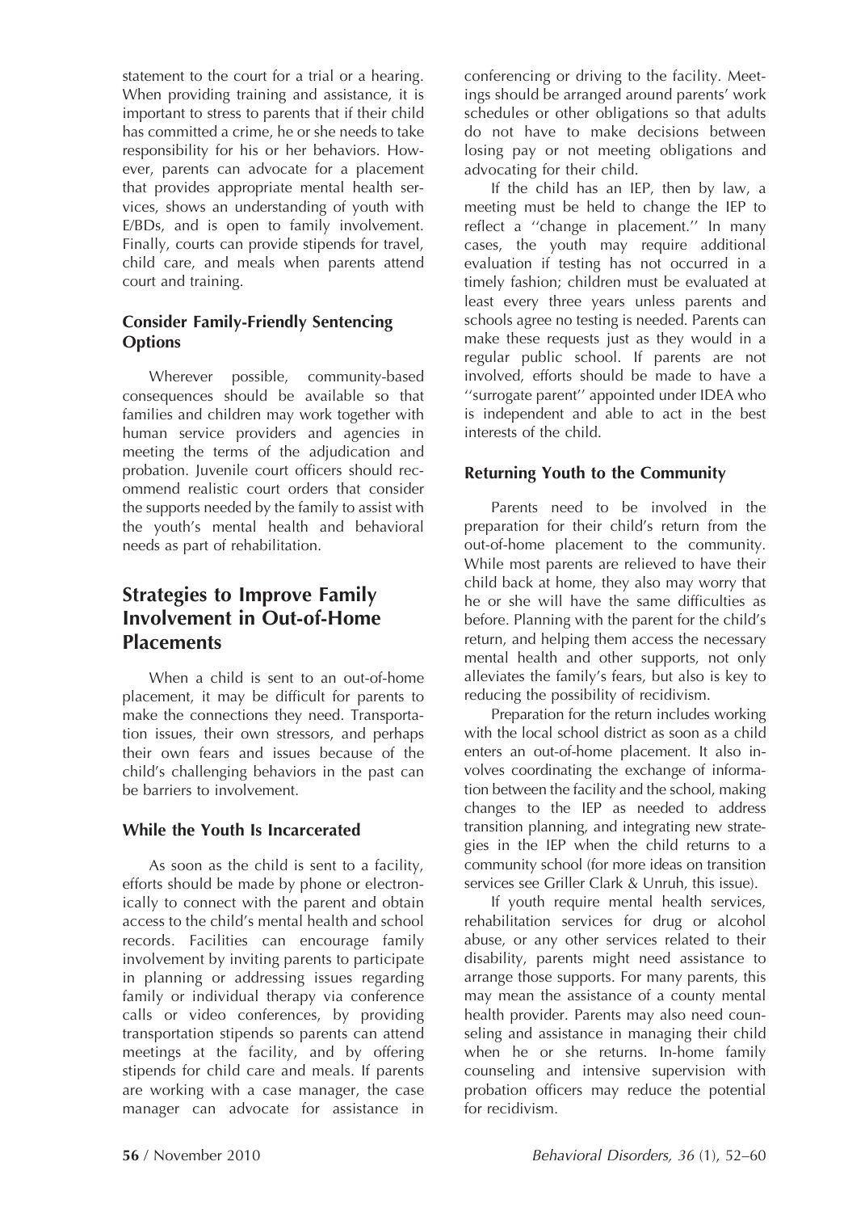statement to the court for a trial or a hearing. When providing training and assistance, it is important to stress to parents that if their child has committed a crime, he or she needs to take responsibility for his or her behaviors. However, parents can advocate for a placement that provides appropriate mental health services, shows an understanding of youth with E/BDs, and is open to family involvement. Finally, courts can provide stipends for travel, child care, and meals when parents attend court and training.

### Consider Family-Friendly Sentencing Options

Wherever possible, community-based consequences should be available so that families and children may work together with human service providers and agencies in meeting the terms of the adjudication and probation. Juvenile court officers should recommend realistic court orders that consider the supports needed by the family to assist with the youth's mental health and behavioral needs as part of rehabilitation.

## Strategies to Improve Family Involvement in Out-of-Home Placements

When a child is sent to an out-of-home placement, it may be difficult for parents to make the connections they need. Transportation issues, their own stressors, and perhaps their own fears and issues because of the child's challenging behaviors in the past can be barriers to involvement.

### While the Youth Is Incarcerated

As soon as the child is sent to a facility, efforts should be made by phone or electronically to connect with the parent and obtain access to the child's mental health and school records. Facilities can encourage family involvement by inviting parents to participate in planning or addressing issues regarding family or individual therapy via conference calls or video conferences, by providing transportation stipends so parents can attend meetings at the facility, and by offering stipends for child care and meals. If parents are working with a case manager, the case manager can advocate for assistance in conferencing or driving to the facility. Meetings should be arranged around parents' work schedules or other obligations so that adults do not have to make decisions between losing pay or not meeting obligations and advocating for their child.

If the child has an IEP, then by law, a meeting must be held to change the IEP to reflect a "change in placement." In many cases, the youth may require additional evaluation if testing has not occurred in a timely fashion; children must be evaluated at least every three years unless parents and schools agree no testing is needed. Parents can make these requests just as they would in a regular public school. If parents are not involved, efforts should be made to have a "surrogate parent" appointed under IDEA who is independent and able to act in the best interests of the child.

### Returning Youth to the Community

Parents need to be involved in the preparation for their child's return from the out-of-home placement to the community. While most parents are relieved to have their child back at home, they also may worry that he or she will have the same difficulties as before. Planning with the parent for the child's return, and helping them access the necessary mental health and other supports, not only alleviates the family's fears, but also is key to reducing the possibility of recidivism.

Preparation for the return includes working with the local school district as soon as a child enters an out-of-home placement. It also involves coordinating the exchange of information between the facility and the school, making changes to the IEP as needed to address transition planning, and integrating new strategies in the IEP when the child returns to a community school (for more ideas on transition services see Griller Clark & Unruh, this issue).

If youth require mental health services, rehabilitation services for drug or alcohol abuse, or any other services related to their disability, parents might need assistance to arrange those supports. For many parents, this may mean the assistance of a county mental health provider. Parents may also need counseling and assistance in managing their child when he or she returns. In-home family counseling and intensive supervision with probation officers may reduce the potential for recidivism.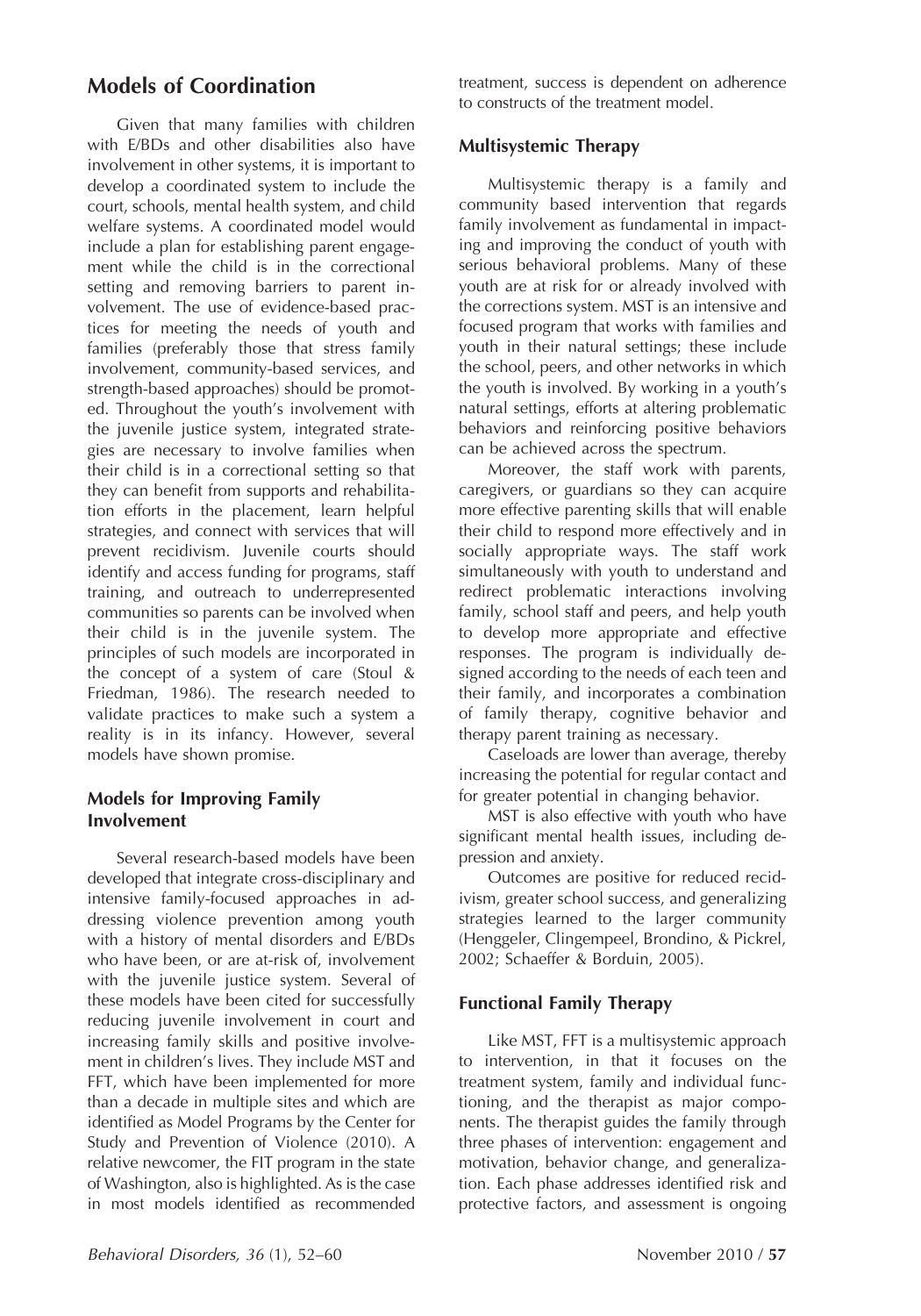## Models of Coordination

Given that many families with children with E/BDs and other disabilities also have involvement in other systems, it is important to develop a coordinated system to include the court, schools, mental health system, and child welfare systems. A coordinated model would include a plan for establishing parent engagement while the child is in the correctional setting and removing barriers to parent involvement. The use of evidence-based practices for meeting the needs of youth and families (preferably those that stress family involvement, community-based services, and strength-based approaches) should be promoted. Throughout the youth's involvement with the juvenile justice system, integrated strategies are necessary to involve families when their child is in a correctional setting so that they can benefit from supports and rehabilitation efforts in the placement, learn helpful strategies, and connect with services that will prevent recidivism. Juvenile courts should identify and access funding for programs, staff training, and outreach to underrepresented communities so parents can be involved when their child is in the juvenile system. The principles of such models are incorporated in the concept of a system of care (Stoul & Friedman, 1986). The research needed to validate practices to make such a system a reality is in its infancy. However, several models have shown promise.

### Models for Improving Family Involvement

Several research-based models have been developed that integrate cross-disciplinary and intensive family-focused approaches in addressing violence prevention among youth with a history of mental disorders and E/BDs who have been, or are at-risk of, involvement with the juvenile justice system. Several of these models have been cited for successfully reducing juvenile involvement in court and increasing family skills and positive involvement in children's lives. They include MST and FFT, which have been implemented for more than a decade in multiple sites and which are identified as Model Programs by the Center for Study and Prevention of Violence (2010). A relative newcomer, the FIT program in the state of Washington, also is highlighted. As is the case in most models identified as recommended treatment, success is dependent on adherence to constructs of the treatment model.

### Multisystemic Therapy

Multisystemic therapy is a family and community based intervention that regards family involvement as fundamental in impacting and improving the conduct of youth with serious behavioral problems. Many of these youth are at risk for or already involved with the corrections system. MST is an intensive and focused program that works with families and youth in their natural settings; these include the school, peers, and other networks in which the youth is involved. By working in a youth's natural settings, efforts at altering problematic behaviors and reinforcing positive behaviors can be achieved across the spectrum.

Moreover, the staff work with parents, caregivers, or guardians so they can acquire more effective parenting skills that will enable their child to respond more effectively and in socially appropriate ways. The staff work simultaneously with youth to understand and redirect problematic interactions involving family, school staff and peers, and help youth to develop more appropriate and effective responses. The program is individually designed according to the needs of each teen and their family, and incorporates a combination of family therapy, cognitive behavior and therapy parent training as necessary.

Caseloads are lower than average, thereby increasing the potential for regular contact and for greater potential in changing behavior.

MST is also effective with youth who have significant mental health issues, including depression and anxiety.

Outcomes are positive for reduced recidivism, greater school success, and generalizing strategies learned to the larger community (Henggeler, Clingempeel, Brondino, & Pickrel, 2002; Schaeffer & Borduin, 2005).

### Functional Family Therapy

Like MST, FFT is a multisystemic approach to intervention, in that it focuses on the treatment system, family and individual functioning, and the therapist as major components. The therapist guides the family through three phases of intervention: engagement and motivation, behavior change, and generalization. Each phase addresses identified risk and protective factors, and assessment is ongoing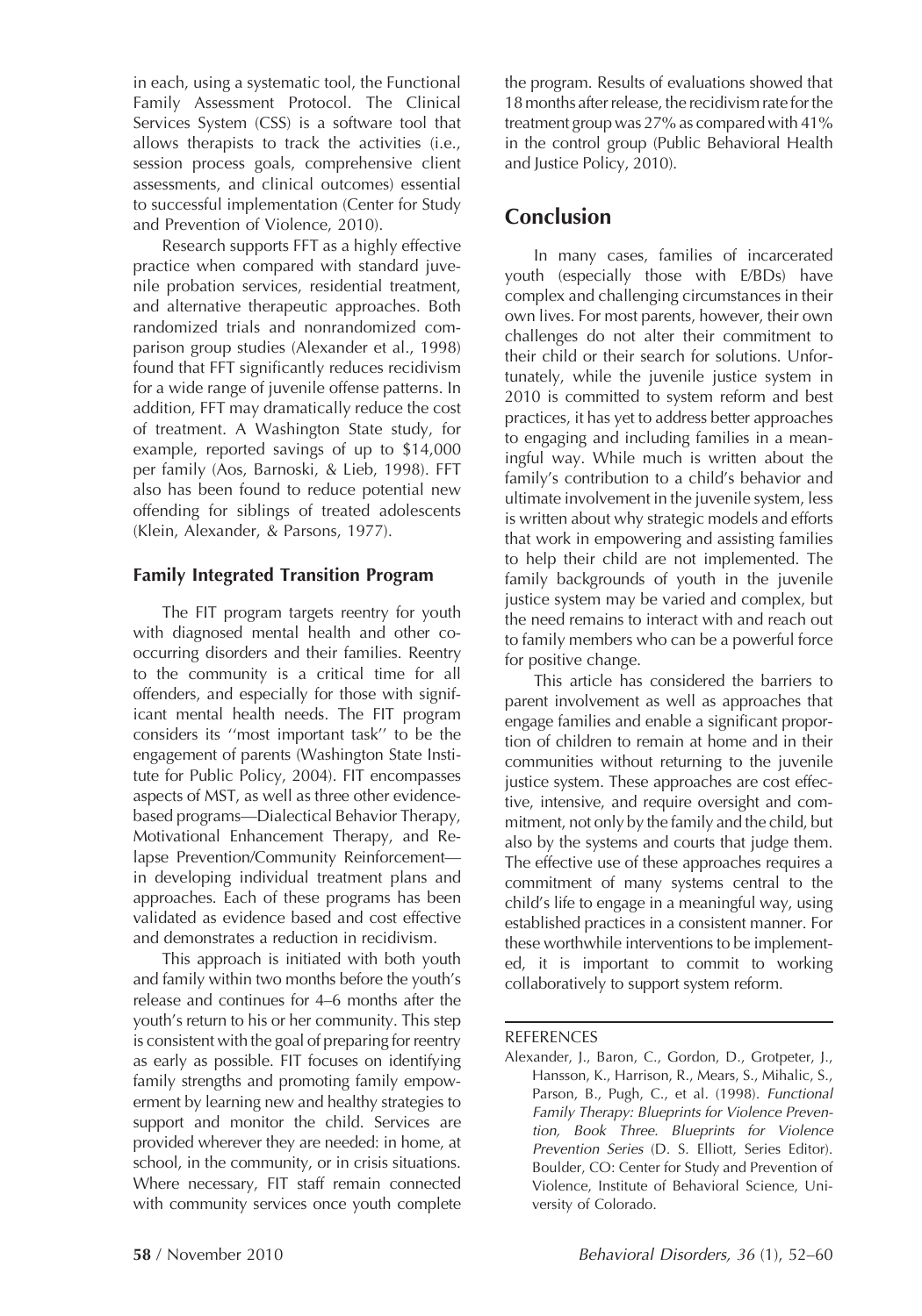in each, using a systematic tool, the Functional Family Assessment Protocol. The Clinical Services System (CSS) is a software tool that allows therapists to track the activities (i.e., session process goals, comprehensive client assessments, and clinical outcomes) essential to successful implementation (Center for Study and Prevention of Violence, 2010).

Research supports FFT as a highly effective practice when compared with standard juvenile probation services, residential treatment, and alternative therapeutic approaches. Both randomized trials and nonrandomized comparison group studies (Alexander et al., 1998) found that FFT significantly reduces recidivism for a wide range of juvenile offense patterns. In addition, FFT may dramatically reduce the cost of treatment. A Washington State study, for example, reported savings of up to $14,000 per family (Aos, Barnoski, & Lieb, 1998). FFT also has been found to reduce potential new offending for siblings of treated adolescents (Klein, Alexander, & Parsons, 1977).

### Family Integrated Transition Program

The FIT program targets reentry for youth with diagnosed mental health and other co-occurring disorders and their families. Reentry to the community is a critical time for all offenders, and especially for those with significant mental health needs. The FIT program considers its ''most important task'' to be the engagement of parents (Washington State Institute for Public Policy, 2004). FIT encompasses aspects of MST, as well as three other evidence-based programs—Dialectical Behavior Therapy, Motivational Enhancement Therapy, and Relapse Prevention/Community Reinforcement—in developing individual treatment plans and approaches. Each of these programs has been validated as evidence based and cost effective and demonstrates a reduction in recidivism.

This approach is initiated with both youth and family within two months before the youth's release and continues for 4–6 months after the youth's return to his or her community. This step is consistent with the goal of preparing for reentry as early as possible. FIT focuses on identifying family strengths and promoting family empowerment by learning new and healthy strategies to support and monitor the child. Services are provided wherever they are needed: in home, at school, in the community, or in crisis situations. Where necessary, FIT staff remain connected with community services once youth complete the program. Results of evaluations showed that 18 months after release, the recidivism rate for the treatment group was 27% as compared with 41% in the control group (Public Behavioral Health and Justice Policy, 2010).

## Conclusion

In many cases, families of incarcerated youth (especially those with E/BDs) have complex and challenging circumstances in their own lives. For most parents, however, their own challenges do not alter their commitment to their child or their search for solutions. Unfortunately, while the juvenile justice system in 2010 is committed to system reform and best practices, it has yet to address better approaches to engaging and including families in a meaningful way. While much is written about the family's contribution to a child's behavior and ultimate involvement in the juvenile system, less is written about why strategic models and efforts that work in empowering and assisting families to help their child are not implemented. The family backgrounds of youth in the juvenile justice system may be varied and complex, but the need remains to interact with and reach out to family members who can be a powerful force for positive change.

This article has considered the barriers to parent involvement as well as approaches that engage families and enable a significant proportion of children to remain at home and in their communities without returning to the juvenile justice system. These approaches are cost effective, intensive, and require oversight and commitment, not only by the family and the child, but also by the systems and courts that judge them. The effective use of these approaches requires a commitment of many systems central to the child's life to engage in a meaningful way, using established practices in a consistent manner. For these worthwhile interventions to be implemented, it is important to commit to working collaboratively to support system reform.

REFERENCES

Alexander, J., Baron, C., Gordon, D., Grotpeter, J., Hansson, K., Harrison, R., Mears, S., Mihalic, S., Parson, B., Pugh, C., et al. (1998). *Functional Family Therapy: Blueprints for Violence Prevention, Book Three. Blueprints for Violence Prevention Series* (D. S. Elliott, Series Editor). Boulder, CO: Center for Study and Prevention of Violence, Institute of Behavioral Science, University of Colorado.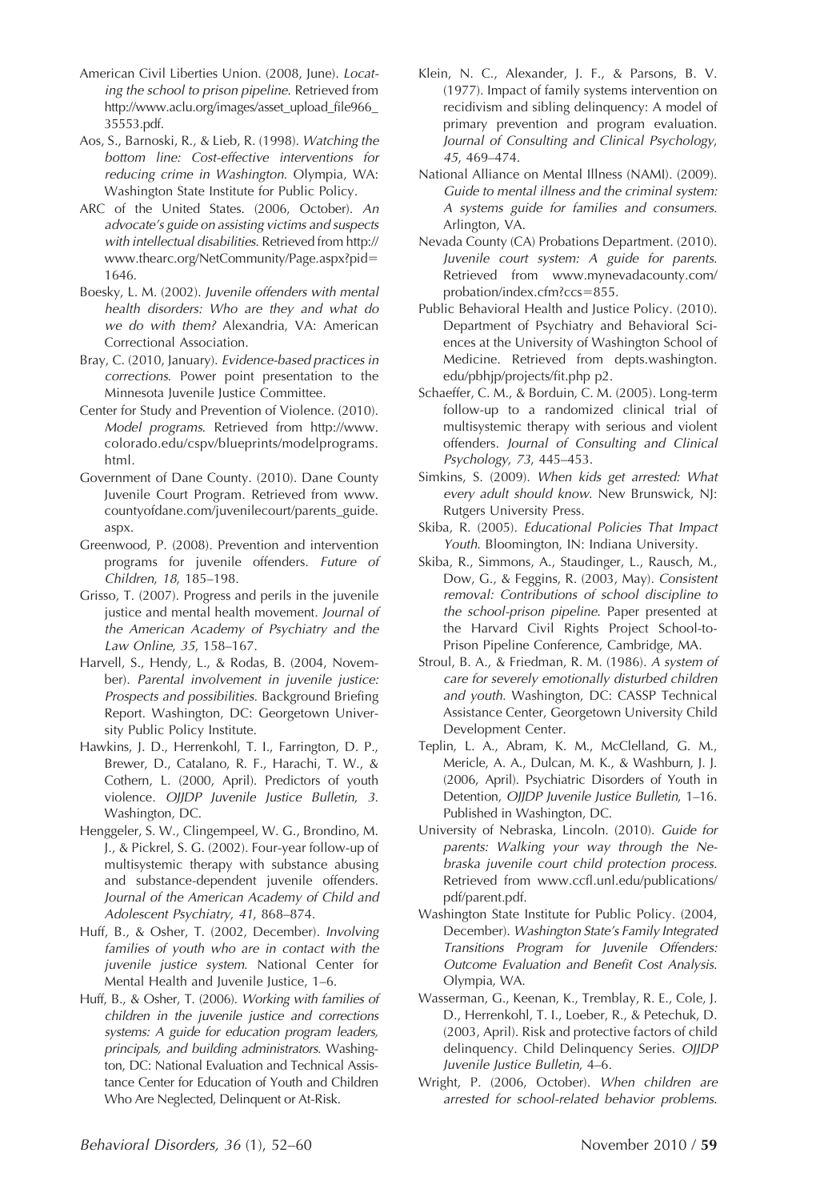American Civil Liberties Union. (2008, June). *Locating the school to prison pipeline*. Retrieved from http://www.aclu.org/images/asset_upload_file966_35553.pdf.

Aos, S., Barnoski, R., & Lieb, R. (1998). *Watching the bottom line: Cost-effective interventions for reducing crime in Washington*. Olympia, WA: Washington State Institute for Public Policy.

ARC of the United States. (2006, October). *An advocate's guide on assisting victims and suspects with intellectual disabilities*. Retrieved from http://www.thearc.org/NetCommunity/Page.aspx?pid=1646.

Boesky, L. M. (2002). *Juvenile offenders with mental health disorders: Who are they and what do we do with them?* Alexandria, VA: American Correctional Association.

Bray, C. (2010, January). *Evidence-based practices in corrections*. Power point presentation to the Minnesota Juvenile Justice Committee.

Center for Study and Prevention of Violence. (2010). *Model programs*. Retrieved from http://www.colorado.edu/cspv/blueprints/modelprograms.html.

Government of Dane County. (2010). Dane County Juvenile Court Program. Retrieved from www.countyofdane.com/juvenilecourt/parents_guide.aspx.

Greenwood, P. (2008). Prevention and intervention programs for juvenile offenders. *Future of Children*, *18*, 185–198.

Grisso, T. (2007). Progress and perils in the juvenile justice and mental health movement. *Journal of the American Academy of Psychiatry and the Law Online*, *35*, 158–167.

Harvell, S., Hendy, L., & Rodas, B. (2004, November). *Parental involvement in juvenile justice: Prospects and possibilities*. Background Briefing Report. Washington, DC: Georgetown University Public Policy Institute.

Hawkins, J. D., Herrenkohl, T. I., Farrington, D. P., Brewer, D., Catalano, R. F., Harachi, T. W., & Cothern, L. (2000, April). Predictors of youth violence. *OJJDP Juvenile Justice Bulletin*, *3*. Washington, DC.

Henggeler, S. W., Clingempeel, W. G., Brondino, M. J., & Pickrel, S. G. (2002). Four-year follow-up of multisystemic therapy with substance abusing and substance-dependent juvenile offenders. *Journal of the American Academy of Child and Adolescent Psychiatry*, *41*, 868–874.

Huff, B., & Osher, T. (2002, December). *Involving families of youth who are in contact with the juvenile justice system*. National Center for Mental Health and Juvenile Justice, 1–6.

Huff, B., & Osher, T. (2006). *Working with families of children in the juvenile justice and corrections systems: A guide for education program leaders, principals, and building administrators*. Washington, DC: National Evaluation and Technical Assistance Center for Education of Youth and Children Who Are Neglected, Delinquent or At-Risk.

Klein, N. C., Alexander, J. F., & Parsons, B. V. (1977). Impact of family systems intervention on recidivism and sibling delinquency: A model of primary prevention and program evaluation. *Journal of Consulting and Clinical Psychology*, *45*, 469–474.

National Alliance on Mental Illness (NAMI). (2009). *Guide to mental illness and the criminal system: A systems guide for families and consumers*. Arlington, VA.

Nevada County (CA) Probations Department. (2010). *Juvenile court system: A guide for parents*. Retrieved from www.mynevadacounty.com/probation/index.cfm?ccs=855.

Public Behavioral Health and Justice Policy. (2010). Department of Psychiatry and Behavioral Sciences at the University of Washington School of Medicine. Retrieved from depts.washington.edu/pbhjp/projects/fit.php p2.

Schaeffer, C. M., & Borduin, C. M. (2005). Long-term follow-up to a randomized clinical trial of multisystemic therapy with serious and violent offenders. *Journal of Consulting and Clinical Psychology*, *73*, 445–453.

Simkins, S. (2009). *When kids get arrested: What every adult should know*. New Brunswick, NJ: Rutgers University Press.

Skiba, R. (2005). *Educational Policies That Impact Youth*. Bloomington, IN: Indiana University.

Skiba, R., Simmons, A., Staudinger, L., Rausch, M., Dow, G., & Feggins, R. (2003, May). *Consistent removal: Contributions of school discipline to the school-prison pipeline*. Paper presented at the Harvard Civil Rights Project School-to-Prison Pipeline Conference, Cambridge, MA.

Stroul, B. A., & Friedman, R. M. (1986). *A system of care for severely emotionally disturbed children and youth*. Washington, DC: CASSP Technical Assistance Center, Georgetown University Child Development Center.

Teplin, L. A., Abram, K. M., McClelland, G. M., Mericle, A. A., Dulcan, M. K., & Washburn, J. J. (2006, April). Psychiatric Disorders of Youth in Detention, *OJJDP Juvenile Justice Bulletin*, 1–16. Published in Washington, DC.

University of Nebraska, Lincoln. (2010). *Guide for parents: Walking your way through the Nebraska juvenile court child protection process*. Retrieved from www.ccfl.unl.edu/publications/pdf/parent.pdf.

Washington State Institute for Public Policy. (2004, December). *Washington State's Family Integrated Transitions Program for Juvenile Offenders: Outcome Evaluation and Benefit Cost Analysis*. Olympia, WA.

Wasserman, G., Keenan, K., Tremblay, R. E., Cole, J. D., Herrenkohl, T. I., Loeber, R., & Petechuk, D. (2003, April). Risk and protective factors of child delinquency. Child Delinquency Series. *OJJDP Juvenile Justice Bulletin*, 4–6.

Wright, P. (2006, October). *When children are arrested for school-related behavior problems.*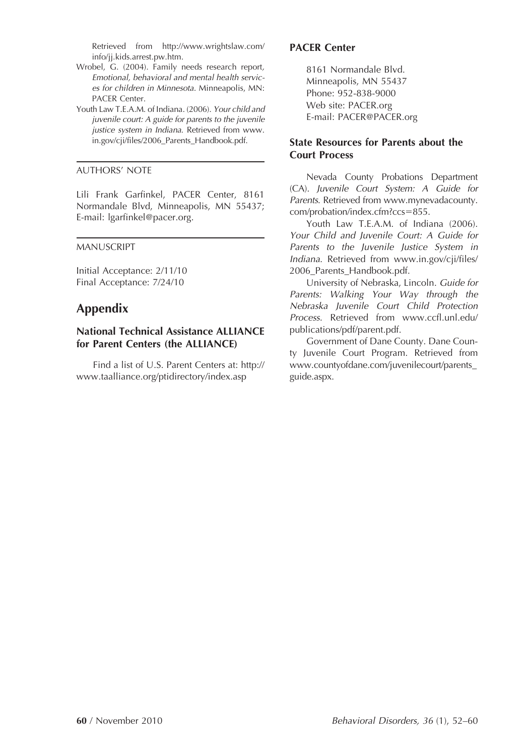Retrieved from http://www.wrightslaw.com/info/jj.kids.arrest.pw.htm.

Wrobel, G. (2004). Family needs research report, *Emotional, behavioral and mental health services for children in Minnesota*. Minneapolis, MN: PACER Center.

Youth Law T.E.A.M. of Indiana. (2006). *Your child and juvenile court: A guide for parents to the juvenile justice system in Indiana*. Retrieved from www.in.gov/cji/files/2006_Parents_Handbook.pdf.

AUTHORS' NOTE

Lili Frank Garfinkel, PACER Center, 8161 Normandale Blvd, Minneapolis, MN 55437; E-mail: lgarfinkel@pacer.org.

MANUSCRIPT

Initial Acceptance: 2/11/10
Final Acceptance: 7/24/10

## Appendix

### National Technical Assistance ALLIANCE for Parent Centers (the ALLIANCE)

Find a list of U.S. Parent Centers at: http://www.taalliance.org/ptidirectory/index.asp

### PACER Center

8161 Normandale Blvd.
Minneapolis, MN 55437
Phone: 952-838-9000
Web site: PACER.org
E-mail: PACER@PACER.org

### State Resources for Parents about the Court Process

Nevada County Probations Department (CA). *Juvenile Court System: A Guide for Parents*. Retrieved from www.mynevadacounty.com/probation/index.cfm?ccs=855.

Youth Law T.E.A.M. of Indiana (2006). *Your Child and Juvenile Court: A Guide for Parents to the Juvenile Justice System in Indiana*. Retrieved from www.in.gov/cji/files/2006_Parents_Handbook.pdf.

University of Nebraska, Lincoln. *Guide for Parents: Walking Your Way through the Nebraska Juvenile Court Child Protection Process*. Retrieved from www.ccfl.unl.edu/publications/pdf/parent.pdf.

Government of Dane County. Dane County Juvenile Court Program. Retrieved from www.countyofdane.com/juvenilecourt/parents_guide.aspx.